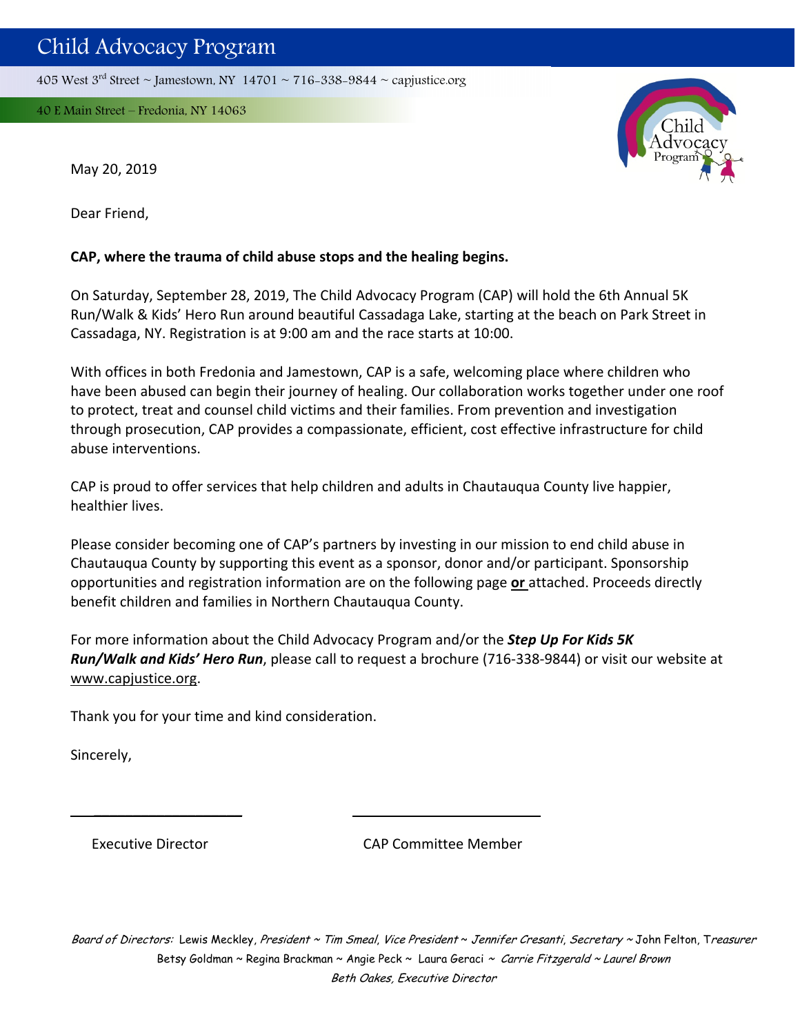# Child Advocacy Program

405 West 3rd Street ~ Jamestown, NY 14701 ~ 716-338-9844 ~ capjustice.org

40 E Main Street – Fredonia, NY 14063

May 20, 2019

Dear Friend,

**CAP, where the trauma of child abuse stops and the healing begins.**

On Saturday, September 28, 2019, The Child Advocacy Program (CAP) will hold the 6th Annual 5K Run/Walk & Kids' Hero Run around beautiful Cassadaga Lake, starting at the beach on Park Street in Cassadaga, NY. Registration is at 9:00 am and the race starts at 10:00.

With offices in both Fredonia and Jamestown, CAP is a safe, welcoming place where children who have been abused can begin their journey of healing. Our collaboration works together under one roof to protect, treat and counsel child victims and their families. From prevention and investigation through prosecution, CAP provides a compassionate, efficient, cost effective infrastructure for child abuse interventions.

CAP is proud to offer services that help children and adults in Chautauqua County live happier, healthier lives.

Please consider becoming one of CAP's partners by investing in our mission to end child abuse in Chautauqua County by supporting this event as a sponsor, donor and/or participant. Sponsorship opportunities and registration information are on the following page **or** attached. Proceeds directly benefit children and families in Northern Chautauqua County.

For more information about the Child Advocacy Program and/or the ***Step Up For Kids 5K Run/Walk and Kids' Hero Run***, please call to request a brochure (716-338-9844) or visit our website at www.capjustice.org.

Thank you for your time and kind consideration.

Sincerely,

\_\_\_\_\_\_\_\_\_\_\_\_\_\_\_\_\_\_\_\_ \_\_\_\_\_\_\_\_\_\_\_\_\_\_\_\_\_\_\_\_

Executive Director CAP Committee Member

*Board of Directors:* Lewis Meckley, *President* ~ *Tim Smeal, Vice President* ~ *Jennifer Cresanti, Secretary* ~ John Felton, T*reasurer*
Betsy Goldman ~ Regina Brackman ~ Angie Peck ~ Laura Geraci ~ *Carrie Fitzgerald* ~ *Laurel Brown*
*Beth Oakes, Executive Director*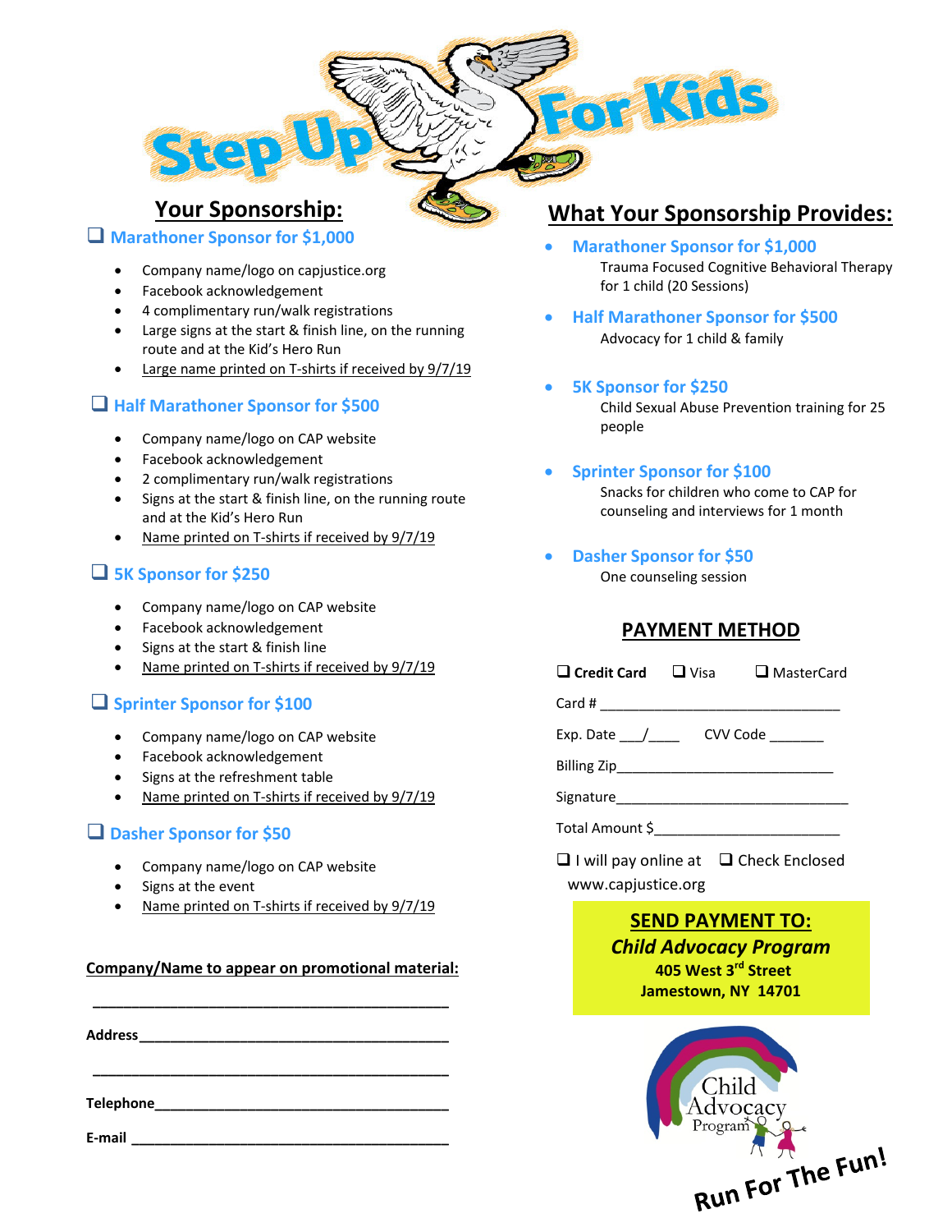# Step Up For Kids

## Your Sponsorship:

❑ **Marathoner Sponsor for $1,000**

- Company name/logo on capjustice.org
- Facebook acknowledgement
- 4 complimentary run/walk registrations
- Large signs at the start & finish line, on the running route and at the Kid's Hero Run
- Large name printed on T-shirts if received by 9/7/19

❑ **Half Marathoner Sponsor for $500**

- Company name/logo on CAP website
- Facebook acknowledgement
- 2 complimentary run/walk registrations
- Signs at the start & finish line, on the running route and at the Kid's Hero Run
- Name printed on T-shirts if received by 9/7/19

❑ **5K Sponsor for $250**

- Company name/logo on CAP website
- Facebook acknowledgement
- Signs at the start & finish line
- Name printed on T-shirts if received by 9/7/19

❑ **Sprinter Sponsor for $100**

- Company name/logo on CAP website
- Facebook acknowledgement
- Signs at the refreshment table
- Name printed on T-shirts if received by 9/7/19

❑ **Dasher Sponsor for $50**

- Company name/logo on CAP website
- Signs at the event
- Name printed on T-shirts if received by 9/7/19

**Company/Name to appear on promotional material:**

_____________________________________________

**Address**_____________________________________

_____________________________________________

**Telephone**___________________________________

**E-mail** ______________________________________

## What Your Sponsorship Provides:

- **Marathoner Sponsor for $1,000**
  Trauma Focused Cognitive Behavioral Therapy for 1 child (20 Sessions)
- **Half Marathoner Sponsor for $500**
  Advocacy for 1 child & family
- **5K Sponsor for $250**
  Child Sexual Abuse Prevention training for 25 people
- **Sprinter Sponsor for $100**
  Snacks for children who come to CAP for counseling and interviews for 1 month
- **Dasher Sponsor for $50**
  One counseling session

## PAYMENT METHOD

❑ **Credit Card** ❑ Visa ❑ MasterCard

Card # _______________________________

Exp. Date ___/____ CVV Code _______

Billing Zip____________________________

Signature_____________________________

Total Amount $________________________

❑ I will pay online at www.capjustice.org ❑ Check Enclosed

**SEND PAYMENT TO:**

***Child Advocacy Program***

**405 West 3rd Street**

**Jamestown, NY 14701**

Child Advocacy Program

**Run For The Fun!**